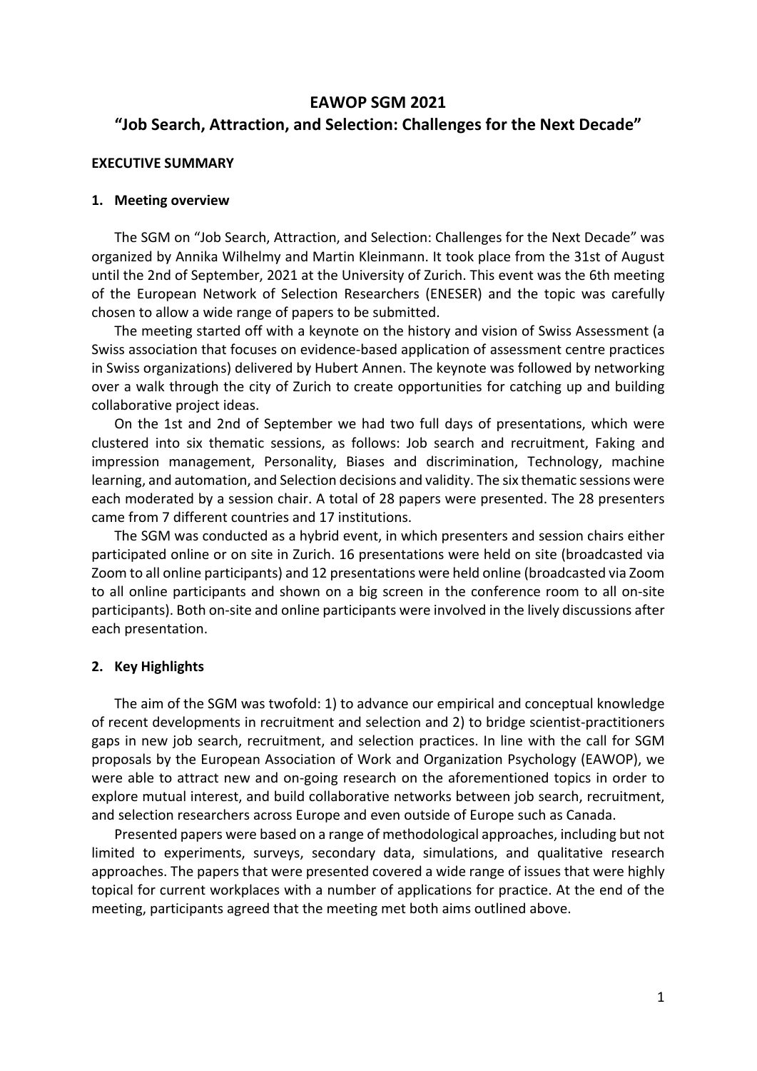# EAWOP SGM 2021
## "Job Search, Attraction, and Selection: Challenges for the Next Decade"

**EXECUTIVE SUMMARY**

### 1. Meeting overview

The SGM on "Job Search, Attraction, and Selection: Challenges for the Next Decade" was organized by Annika Wilhelmy and Martin Kleinmann. It took place from the 31st of August until the 2nd of September, 2021 at the University of Zurich. This event was the 6th meeting of the European Network of Selection Researchers (ENESER) and the topic was carefully chosen to allow a wide range of papers to be submitted.

The meeting started off with a keynote on the history and vision of Swiss Assessment (a Swiss association that focuses on evidence-based application of assessment centre practices in Swiss organizations) delivered by Hubert Annen. The keynote was followed by networking over a walk through the city of Zurich to create opportunities for catching up and building collaborative project ideas.

On the 1st and 2nd of September we had two full days of presentations, which were clustered into six thematic sessions, as follows: Job search and recruitment, Faking and impression management, Personality, Biases and discrimination, Technology, machine learning, and automation, and Selection decisions and validity. The six thematic sessions were each moderated by a session chair. A total of 28 papers were presented. The 28 presenters came from 7 different countries and 17 institutions.

The SGM was conducted as a hybrid event, in which presenters and session chairs either participated online or on site in Zurich. 16 presentations were held on site (broadcasted via Zoom to all online participants) and 12 presentations were held online (broadcasted via Zoom to all online participants and shown on a big screen in the conference room to all on-site participants). Both on-site and online participants were involved in the lively discussions after each presentation.

### 2. Key Highlights

The aim of the SGM was twofold: 1) to advance our empirical and conceptual knowledge of recent developments in recruitment and selection and 2) to bridge scientist-practitioners gaps in new job search, recruitment, and selection practices. In line with the call for SGM proposals by the European Association of Work and Organization Psychology (EAWOP), we were able to attract new and on-going research on the aforementioned topics in order to explore mutual interest, and build collaborative networks between job search, recruitment, and selection researchers across Europe and even outside of Europe such as Canada.

Presented papers were based on a range of methodological approaches, including but not limited to experiments, surveys, secondary data, simulations, and qualitative research approaches. The papers that were presented covered a wide range of issues that were highly topical for current workplaces with a number of applications for practice. At the end of the meeting, participants agreed that the meeting met both aims outlined above.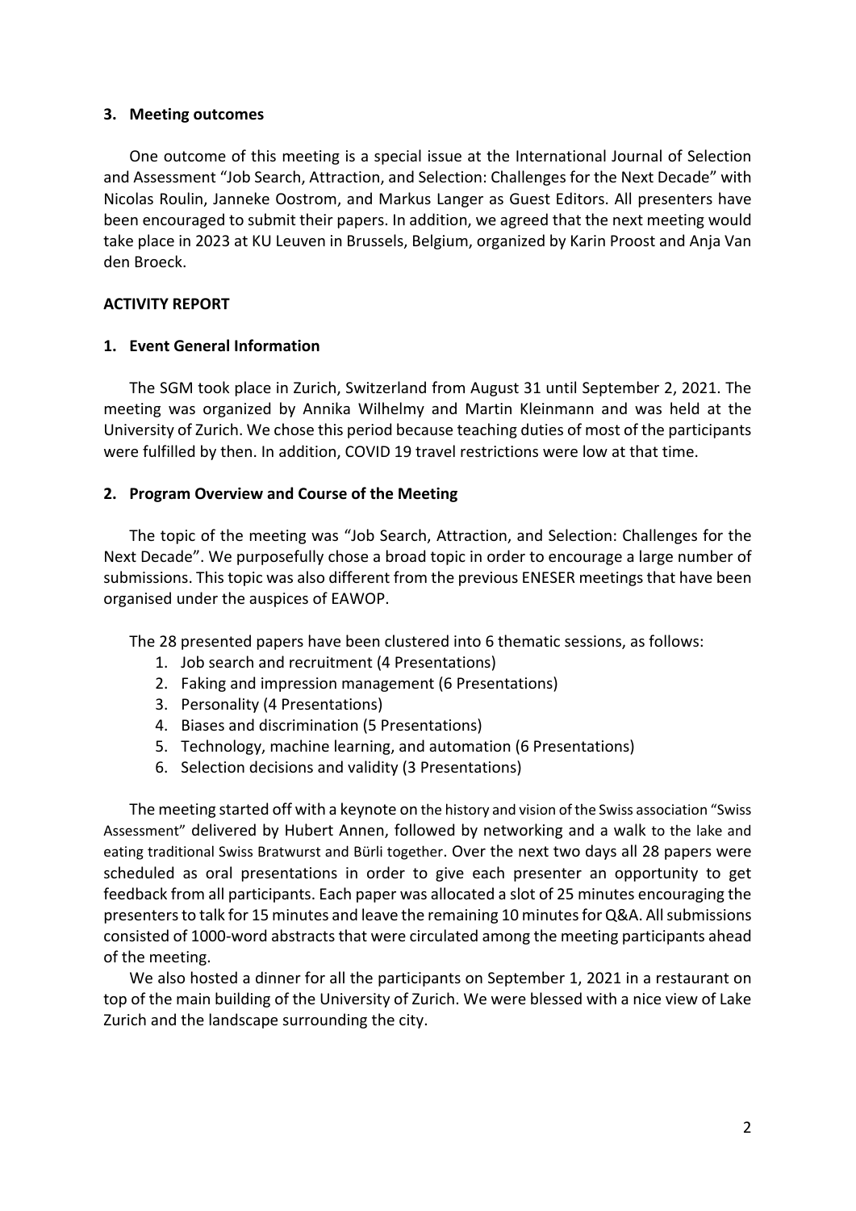### 3. Meeting outcomes

One outcome of this meeting is a special issue at the International Journal of Selection and Assessment "Job Search, Attraction, and Selection: Challenges for the Next Decade" with Nicolas Roulin, Janneke Oostrom, and Markus Langer as Guest Editors. All presenters have been encouraged to submit their papers. In addition, we agreed that the next meeting would take place in 2023 at KU Leuven in Brussels, Belgium, organized by Karin Proost and Anja Van den Broeck.

## ACTIVITY REPORT

### 1. Event General Information

The SGM took place in Zurich, Switzerland from August 31 until September 2, 2021. The meeting was organized by Annika Wilhelmy and Martin Kleinmann and was held at the University of Zurich. We chose this period because teaching duties of most of the participants were fulfilled by then. In addition, COVID 19 travel restrictions were low at that time.

### 2. Program Overview and Course of the Meeting

The topic of the meeting was "Job Search, Attraction, and Selection: Challenges for the Next Decade". We purposefully chose a broad topic in order to encourage a large number of submissions. This topic was also different from the previous ENESER meetings that have been organised under the auspices of EAWOP.

The 28 presented papers have been clustered into 6 thematic sessions, as follows:

1. Job search and recruitment (4 Presentations)
2. Faking and impression management (6 Presentations)
3. Personality (4 Presentations)
4. Biases and discrimination (5 Presentations)
5. Technology, machine learning, and automation (6 Presentations)
6. Selection decisions and validity (3 Presentations)

The meeting started off with a keynote on the history and vision of the Swiss association "Swiss Assessment" delivered by Hubert Annen, followed by networking and a walk to the lake and eating traditional Swiss Bratwurst and Bürli together. Over the next two days all 28 papers were scheduled as oral presentations in order to give each presenter an opportunity to get feedback from all participants. Each paper was allocated a slot of 25 minutes encouraging the presenters to talk for 15 minutes and leave the remaining 10 minutes for Q&A. All submissions consisted of 1000-word abstracts that were circulated among the meeting participants ahead of the meeting.

We also hosted a dinner for all the participants on September 1, 2021 in a restaurant on top of the main building of the University of Zurich. We were blessed with a nice view of Lake Zurich and the landscape surrounding the city.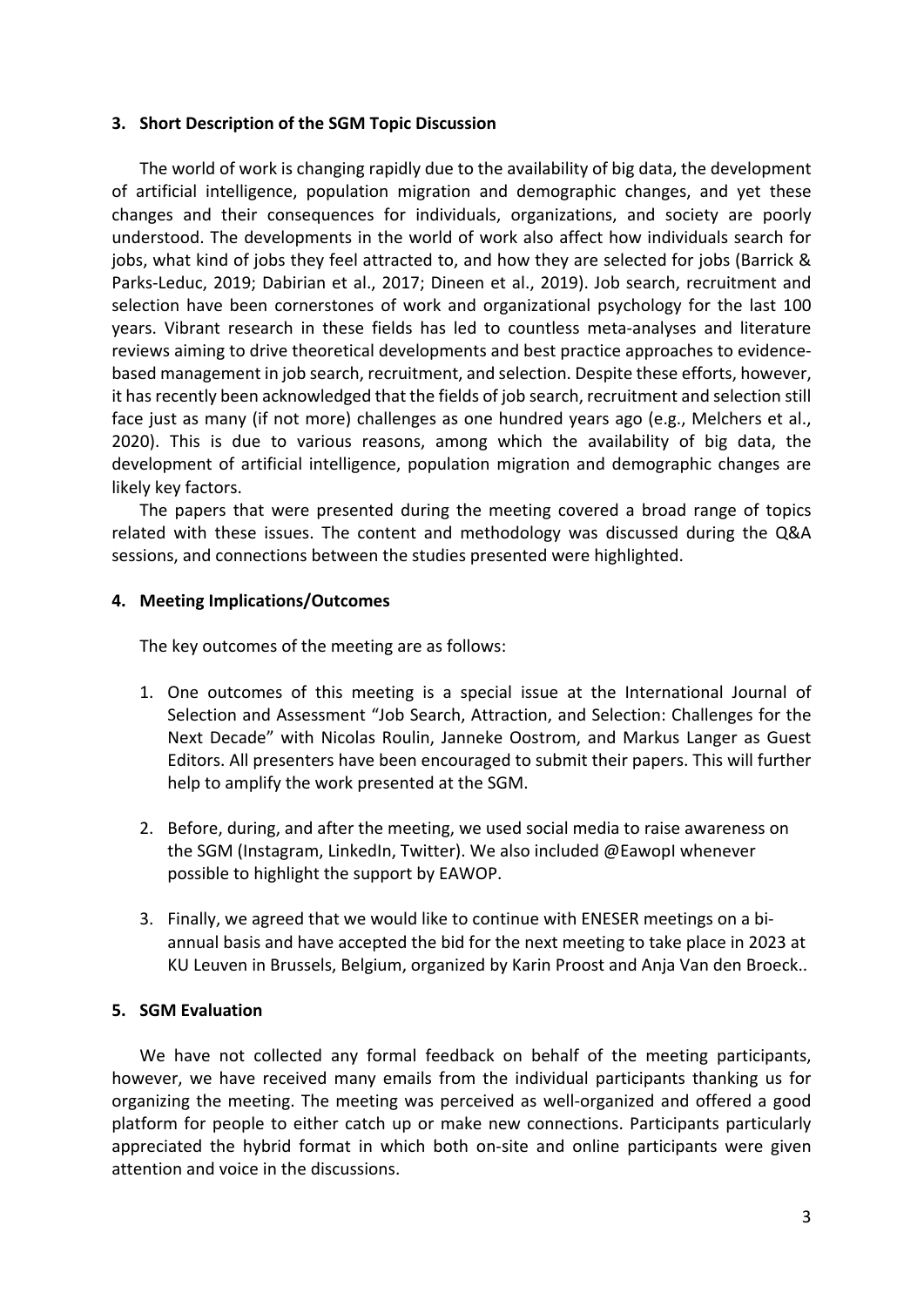### 3. Short Description of the SGM Topic Discussion

The world of work is changing rapidly due to the availability of big data, the development of artificial intelligence, population migration and demographic changes, and yet these changes and their consequences for individuals, organizations, and society are poorly understood. The developments in the world of work also affect how individuals search for jobs, what kind of jobs they feel attracted to, and how they are selected for jobs (Barrick & Parks-Leduc, 2019; Dabirian et al., 2017; Dineen et al., 2019). Job search, recruitment and selection have been cornerstones of work and organizational psychology for the last 100 years. Vibrant research in these fields has led to countless meta-analyses and literature reviews aiming to drive theoretical developments and best practice approaches to evidence-based management in job search, recruitment, and selection. Despite these efforts, however, it has recently been acknowledged that the fields of job search, recruitment and selection still face just as many (if not more) challenges as one hundred years ago (e.g., Melchers et al., 2020). This is due to various reasons, among which the availability of big data, the development of artificial intelligence, population migration and demographic changes are likely key factors.

The papers that were presented during the meeting covered a broad range of topics related with these issues. The content and methodology was discussed during the Q&A sessions, and connections between the studies presented were highlighted.

### 4. Meeting Implications/Outcomes

The key outcomes of the meeting are as follows:

1. One outcomes of this meeting is a special issue at the International Journal of Selection and Assessment "Job Search, Attraction, and Selection: Challenges for the Next Decade" with Nicolas Roulin, Janneke Oostrom, and Markus Langer as Guest Editors. All presenters have been encouraged to submit their papers. This will further help to amplify the work presented at the SGM.

2. Before, during, and after the meeting, we used social media to raise awareness on the SGM (Instagram, LinkedIn, Twitter). We also included @EawopI whenever possible to highlight the support by EAWOP.

3. Finally, we agreed that we would like to continue with ENESER meetings on a bi-annual basis and have accepted the bid for the next meeting to take place in 2023 at KU Leuven in Brussels, Belgium, organized by Karin Proost and Anja Van den Broeck..

### 5. SGM Evaluation

We have not collected any formal feedback on behalf of the meeting participants, however, we have received many emails from the individual participants thanking us for organizing the meeting. The meeting was perceived as well-organized and offered a good platform for people to either catch up or make new connections. Participants particularly appreciated the hybrid format in which both on-site and online participants were given attention and voice in the discussions.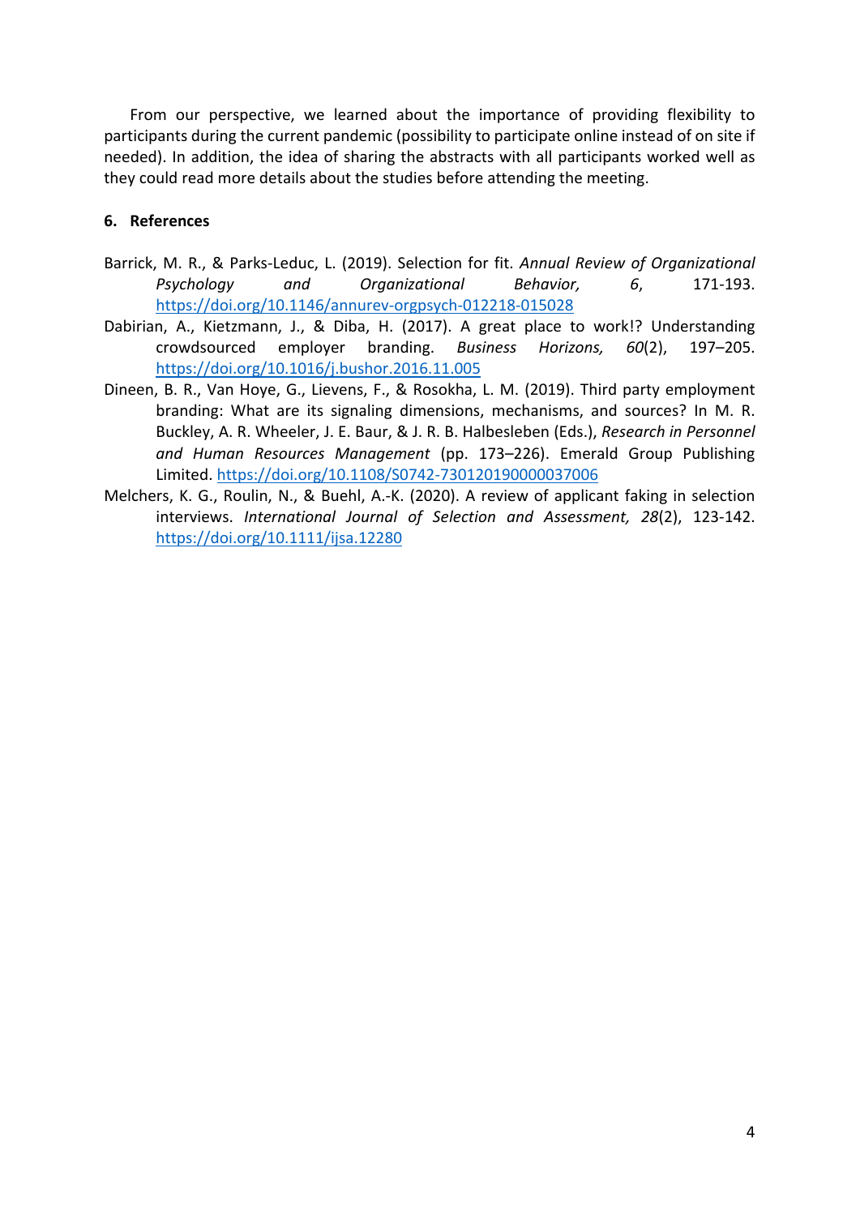From our perspective, we learned about the importance of providing flexibility to participants during the current pandemic (possibility to participate online instead of on site if needed). In addition, the idea of sharing the abstracts with all participants worked well as they could read more details about the studies before attending the meeting.

## 6. References

Barrick, M. R., & Parks-Leduc, L. (2019). Selection for fit. *Annual Review of Organizational Psychology and Organizational Behavior, 6*, 171-193. https://doi.org/10.1146/annurev-orgpsych-012218-015028

Dabirian, A., Kietzmann, J., & Diba, H. (2017). A great place to work!? Understanding crowdsourced employer branding. *Business Horizons, 60*(2), 197–205. https://doi.org/10.1016/j.bushor.2016.11.005

Dineen, B. R., Van Hoye, G., Lievens, F., & Rosokha, L. M. (2019). Third party employment branding: What are its signaling dimensions, mechanisms, and sources? In M. R. Buckley, A. R. Wheeler, J. E. Baur, & J. R. B. Halbesleben (Eds.), *Research in Personnel and Human Resources Management* (pp. 173–226). Emerald Group Publishing Limited. https://doi.org/10.1108/S0742-730120190000037006

Melchers, K. G., Roulin, N., & Buehl, A.-K. (2020). A review of applicant faking in selection interviews. *International Journal of Selection and Assessment, 28*(2), 123-142. https://doi.org/10.1111/ijsa.12280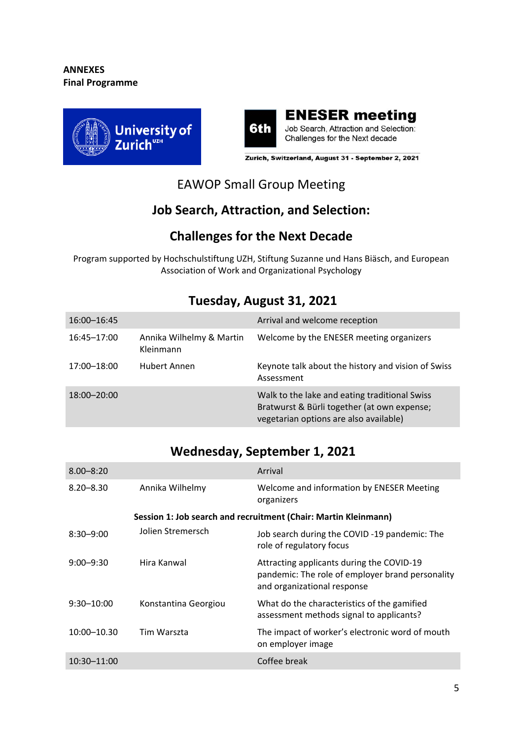**ANNEXES**
**Final Programme**

University of Zurich[UZH]

**6th ENESER meeting**
Job Search, Attraction and Selection: Challenges for the Next decade

**Zurich, Switzerland, August 31 - September 2, 2021**

## EAWOP Small Group Meeting

## Job Search, Attraction, and Selection:

## Challenges for the Next Decade

Program supported by Hochschulstiftung UZH, Stiftung Suzanne und Hans Biäsch, and European Association of Work and Organizational Psychology

### Tuesday, August 31, 2021

| | | |
|---|---|---|
| 16:00–16:45 | | Arrival and welcome reception |
| 16:45–17:00 | Annika Wilhelmy & Martin Kleinmann | Welcome by the ENESER meeting organizers |
| 17:00–18:00 | Hubert Annen | Keynote talk about the history and vision of Swiss Assessment |
| 18:00–20:00 | | Walk to the lake and eating traditional Swiss Bratwurst & Bürli together (at own expense; vegetarian options are also available) |

### Wednesday, September 1, 2021

| | | |
|---|---|---|
| 8.00–8:20 | | Arrival |
| 8.20–8.30 | Annika Wilhelmy | Welcome and information by ENESER Meeting organizers |
| | **Session 1: Job search and recruitment (Chair: Martin Kleinmann)** | |
| 8:30–9:00 | Jolien Stremersch | Job search during the COVID -19 pandemic: The role of regulatory focus |
| 9:00–9:30 | Hira Kanwal | Attracting applicants during the COVID-19 pandemic: The role of employer brand personality and organizational response |
| 9:30–10:00 | Konstantina Georgiou | What do the characteristics of the gamified assessment methods signal to applicants? |
| 10:00–10.30 | Tim Warszta | The impact of worker's electronic word of mouth on employer image |
| 10:30–11:00 | | Coffee break |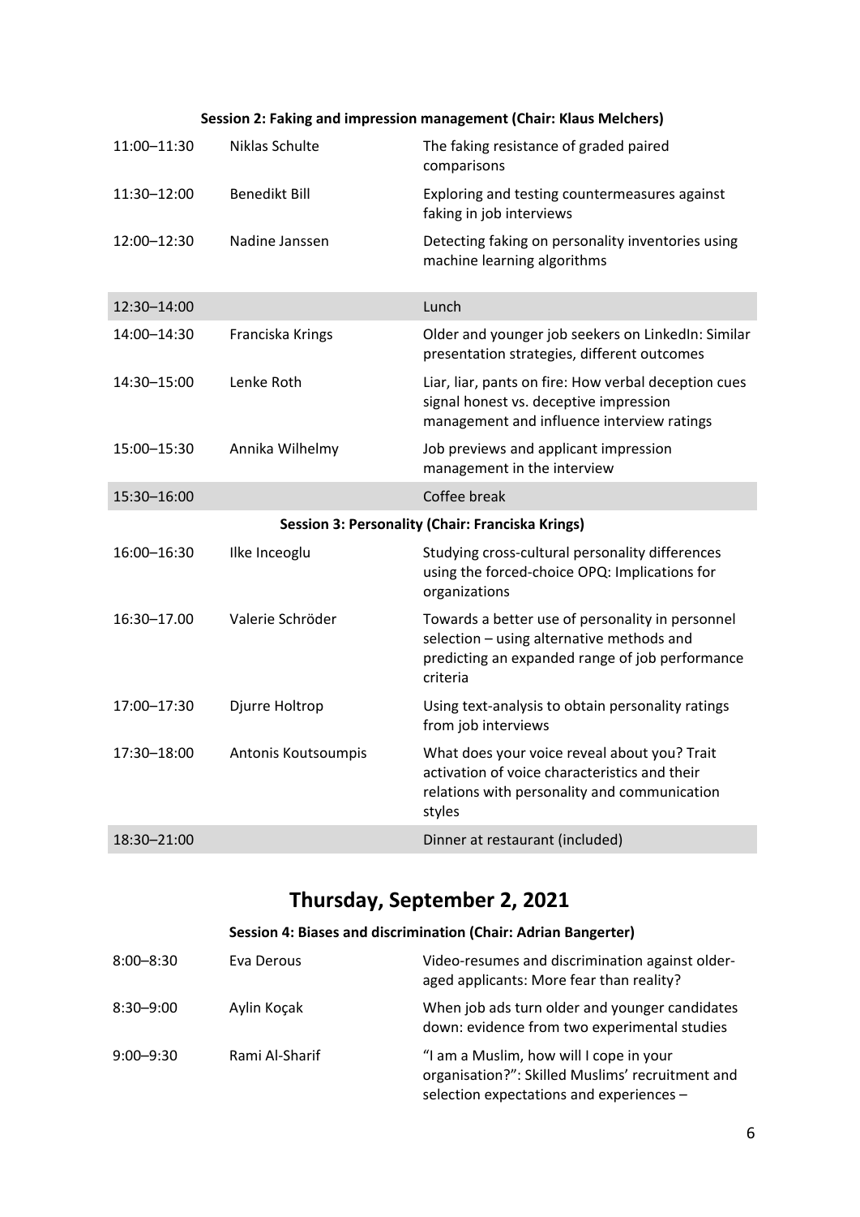**Session 2: Faking and impression management (Chair: Klaus Melchers)**

| | | |
|---|---|---|
| 11:00–11:30 | Niklas Schulte | The faking resistance of graded paired comparisons |
| 11:30–12:00 | Benedikt Bill | Exploring and testing countermeasures against faking in job interviews |
| 12:00–12:30 | Nadine Janssen | Detecting faking on personality inventories using machine learning algorithms |
| 12:30–14:00 | | Lunch |
| 14:00–14:30 | Franciska Krings | Older and younger job seekers on LinkedIn: Similar presentation strategies, different outcomes |
| 14:30–15:00 | Lenke Roth | Liar, liar, pants on fire: How verbal deception cues signal honest vs. deceptive impression management and influence interview ratings |
| 15:00–15:30 | Annika Wilhelmy | Job previews and applicant impression management in the interview |
| 15:30–16:00 | | Coffee break |

**Session 3: Personality (Chair: Franciska Krings)**

| | | |
|---|---|---|
| 16:00–16:30 | Ilke Inceoglu | Studying cross-cultural personality differences using the forced-choice OPQ: Implications for organizations |
| 16:30–17.00 | Valerie Schröder | Towards a better use of personality in personnel selection – using alternative methods and predicting an expanded range of job performance criteria |
| 17:00–17:30 | Djurre Holtrop | Using text-analysis to obtain personality ratings from job interviews |
| 17:30–18:00 | Antonis Koutsoumpis | What does your voice reveal about you? Trait activation of voice characteristics and their relations with personality and communication styles |
| 18:30–21:00 | | Dinner at restaurant (included) |

# Thursday, September 2, 2021

**Session 4: Biases and discrimination (Chair: Adrian Bangerter)**

| | | |
|---|---|---|
| 8:00–8:30 | Eva Derous | Video-resumes and discrimination against older-aged applicants: More fear than reality? |
| 8:30–9:00 | Aylin Koçak | When job ads turn older and younger candidates down: evidence from two experimental studies |
| 9:00–9:30 | Rami Al-Sharif | "I am a Muslim, how will I cope in your organisation?": Skilled Muslims' recruitment and selection expectations and experiences – |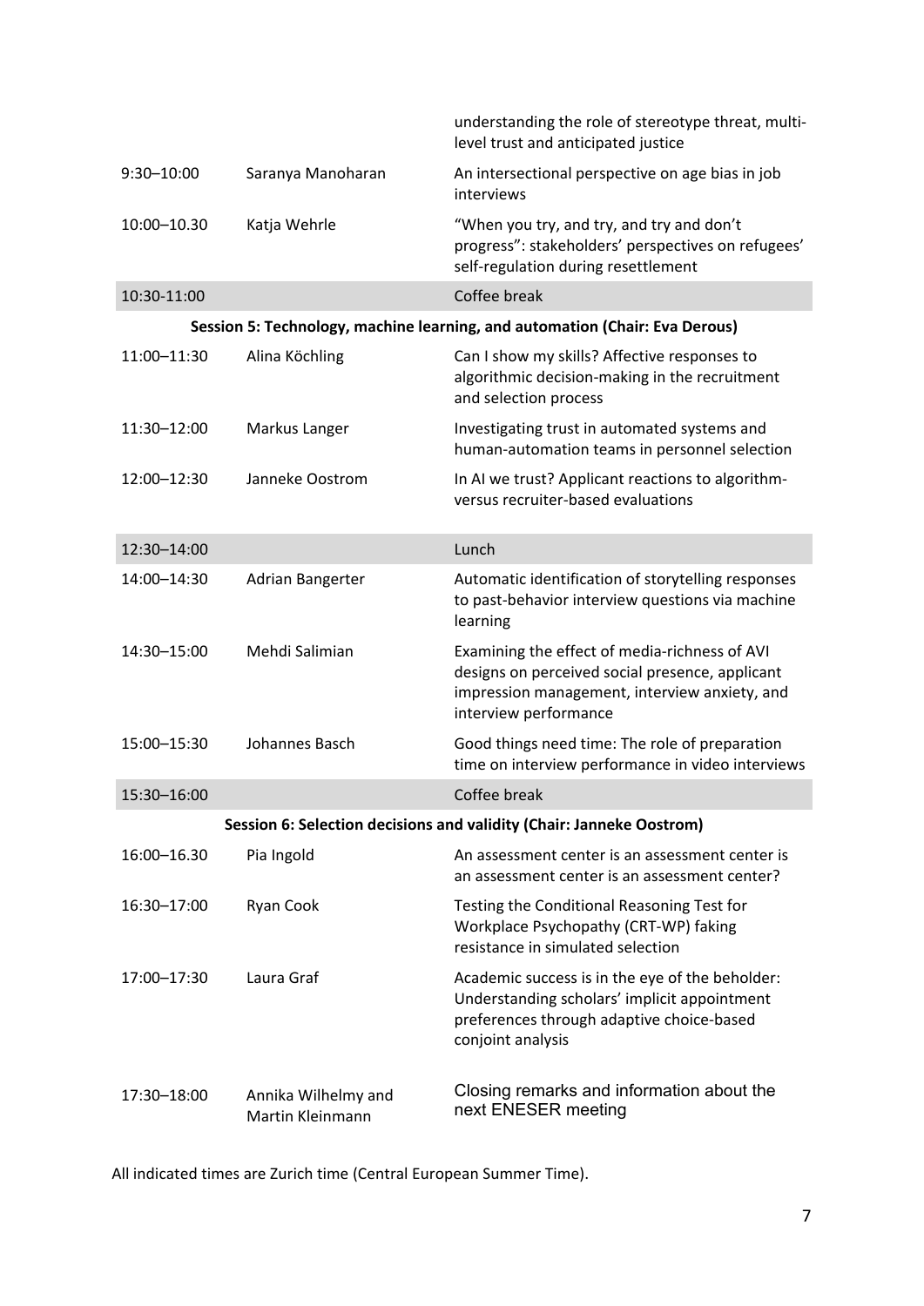| | | |
|---|---|---|
| | | understanding the role of stereotype threat, multi-level trust and anticipated justice |
| 9:30–10:00 | Saranya Manoharan | An intersectional perspective on age bias in job interviews |
| 10:00–10.30 | Katja Wehrle | "When you try, and try, and try and don't progress": stakeholders' perspectives on refugees' self-regulation during resettlement |
| 10:30-11:00 | | Coffee break |
| **Session 5: Technology, machine learning, and automation (Chair: Eva Derous)** | | |
| 11:00–11:30 | Alina Köchling | Can I show my skills? Affective responses to algorithmic decision-making in the recruitment and selection process |
| 11:30–12:00 | Markus Langer | Investigating trust in automated systems and human-automation teams in personnel selection |
| 12:00–12:30 | Janneke Oostrom | In AI we trust? Applicant reactions to algorithm- versus recruiter-based evaluations |
| 12:30–14:00 | | Lunch |
| 14:00–14:30 | Adrian Bangerter | Automatic identification of storytelling responses to past-behavior interview questions via machine learning |
| 14:30–15:00 | Mehdi Salimian | Examining the effect of media-richness of AVI designs on perceived social presence, applicant impression management, interview anxiety, and interview performance |
| 15:00–15:30 | Johannes Basch | Good things need time: The role of preparation time on interview performance in video interviews |
| 15:30–16:00 | | Coffee break |
| **Session 6: Selection decisions and validity (Chair: Janneke Oostrom)** | | |
| 16:00–16.30 | Pia Ingold | An assessment center is an assessment center is an assessment center is an assessment center? |
| 16:30–17:00 | Ryan Cook | Testing the Conditional Reasoning Test for Workplace Psychopathy (CRT-WP) faking resistance in simulated selection |
| 17:00–17:30 | Laura Graf | Academic success is in the eye of the beholder: Understanding scholars' implicit appointment preferences through adaptive choice-based conjoint analysis |
| 17:30–18:00 | Annika Wilhelmy and Martin Kleinmann | Closing remarks and information about the next ENESER meeting |

All indicated times are Zurich time (Central European Summer Time).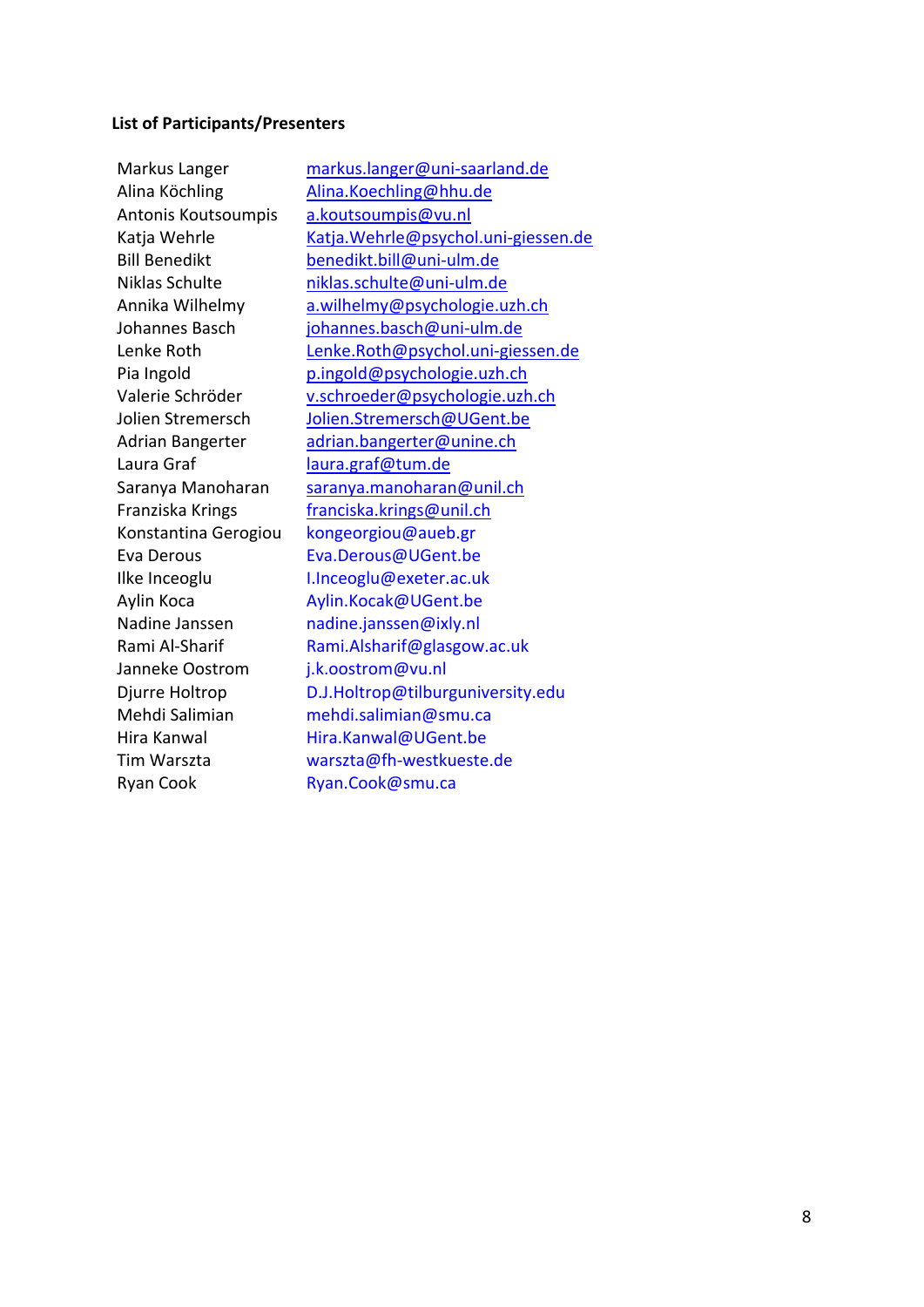**List of Participants/Presenters**

| | |
|---|---|
| Markus Langer | markus.langer@uni-saarland.de |
| Alina Köchling | Alina.Koechling@hhu.de |
| Antonis Koutsoumpis | a.koutsoumpis@vu.nl |
| Katja Wehrle | Katja.Wehrle@psychol.uni-giessen.de |
| Bill Benedikt | benedikt.bill@uni-ulm.de |
| Niklas Schulte | niklas.schulte@uni-ulm.de |
| Annika Wilhelmy | a.wilhelmy@psychologie.uzh.ch |
| Johannes Basch | johannes.basch@uni-ulm.de |
| Lenke Roth | Lenke.Roth@psychol.uni-giessen.de |
| Pia Ingold | p.ingold@psychologie.uzh.ch |
| Valerie Schröder | v.schroeder@psychologie.uzh.ch |
| Jolien Stremersch | Jolien.Stremersch@UGent.be |
| Adrian Bangerter | adrian.bangerter@unine.ch |
| Laura Graf | laura.graf@tum.de |
| Saranya Manoharan | saranya.manoharan@unil.ch |
| Franziska Krings | franciska.krings@unil.ch |
| Konstantina Gerogiou | kongeorgiou@aueb.gr |
| Eva Derous | Eva.Derous@UGent.be |
| Ilke Inceoglu | I.Inceoglu@exeter.ac.uk |
| Aylin Koca | Aylin.Kocak@UGent.be |
| Nadine Janssen | nadine.janssen@ixly.nl |
| Rami Al-Sharif | Rami.Alsharif@glasgow.ac.uk |
| Janneke Oostrom | j.k.oostrom@vu.nl |
| Djurre Holtrop | D.J.Holtrop@tilburguniversity.edu |
| Mehdi Salimian | mehdi.salimian@smu.ca |
| Hira Kanwal | Hira.Kanwal@UGent.be |
| Tim Warszta | warszta@fh-westkueste.de |
| Ryan Cook | Ryan.Cook@smu.ca |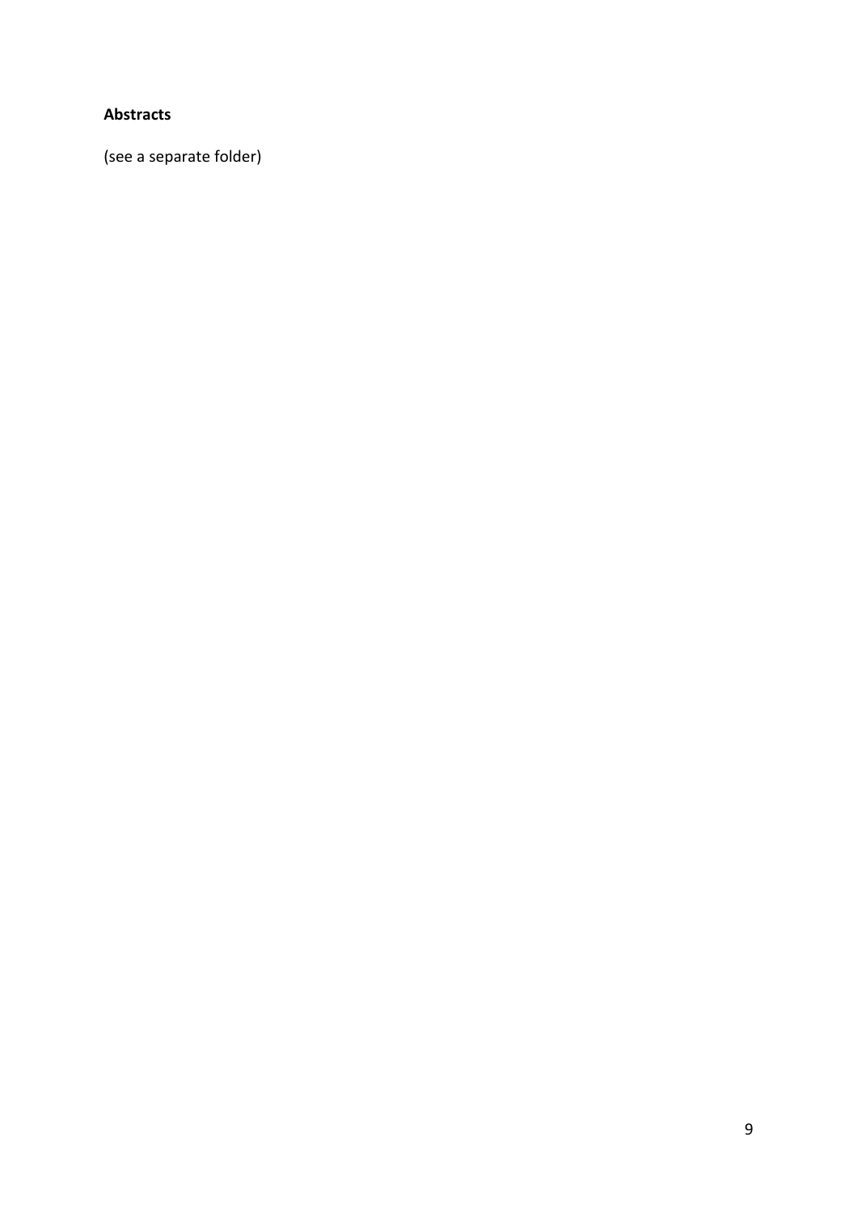**Abstracts**

(see a separate folder)